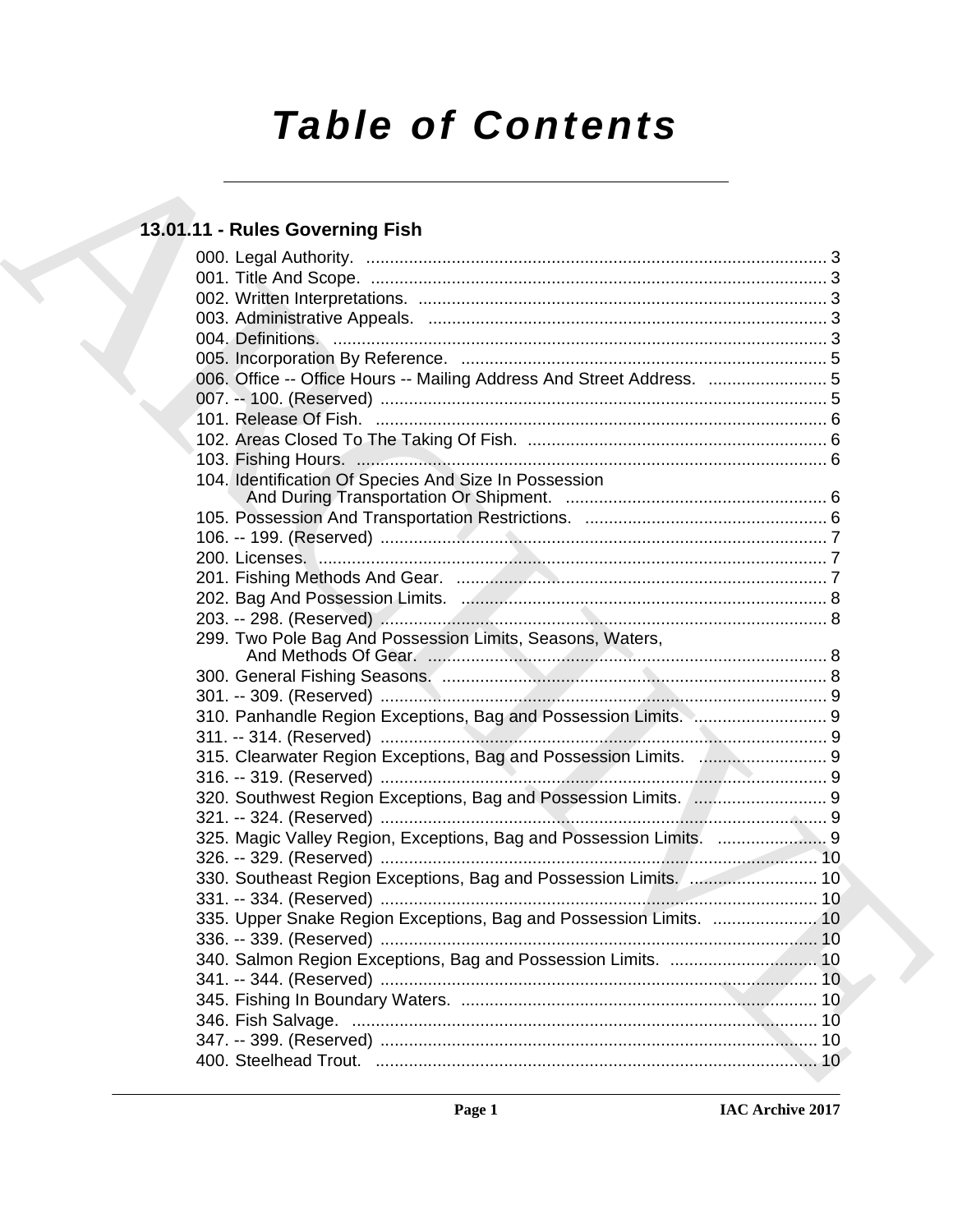# Table of Contents

## 13.01.11 - Rules Governing Fish

000. Legal Authority. ........................................................................................ 3
001. Title And Scope. ........................................................................................ 3
002. Written Interpretations. .............................................................................. 3
003. Administrative Appeals. ............................................................................. 3
004. Definitions. ................................................................................................ 3
005. Incorporation By Reference. ...................................................................... 5
006. Office -- Office Hours -- Mailing Address And Street Address. ......................... 5
007. -- 100. (Reserved) ...................................................................................... 5
101. Release Of Fish. ........................................................................................ 6
102. Areas Closed To The Taking Of Fish. .......................................................... 6
103. Fishing Hours. ........................................................................................... 6
104. Identification Of Species And Size In Possession And During Transportation Or Shipment. .................................................. 6
105. Possession And Transportation Restrictions. ................................................ 6
106. -- 199. (Reserved) ...................................................................................... 7
200. Licenses. ................................................................................................... 7
201. Fishing Methods And Gear. ........................................................................ 7
202. Bag And Possession Limits. ........................................................................ 8
203. -- 298. (Reserved) ...................................................................................... 8
299. Two Pole Bag And Possession Limits, Seasons, Waters, And Methods Of Gear. ............................................................................ 8
300. General Fishing Seasons. ............................................................................ 8
301. -- 309. (Reserved) ...................................................................................... 9
310. Panhandle Region Exceptions, Bag and Possession Limits. ............................ 9
311. -- 314. (Reserved) ...................................................................................... 9
315. Clearwater Region Exceptions, Bag and Possession Limits. ........................... 9
316. -- 319. (Reserved) ...................................................................................... 9
320. Southwest Region Exceptions, Bag and Possession Limits. ............................ 9
321. -- 324. (Reserved) ...................................................................................... 9
325. Magic Valley Region, Exceptions, Bag and Possession Limits. ....................... 9
326. -- 329. (Reserved) .................................................................................... 10
330. Southeast Region Exceptions, Bag and Possession Limits. ........................... 10
331. -- 334. (Reserved) .................................................................................... 10
335. Upper Snake Region Exceptions, Bag and Possession Limits. ...................... 10
336. -- 339. (Reserved) .................................................................................... 10
340. Salmon Region Exceptions, Bag and Possession Limits. ............................... 10
341. -- 344. (Reserved) .................................................................................... 10
345. Fishing In Boundary Waters. ...................................................................... 10
346. Fish Salvage. ............................................................................................ 10
347. -- 399. (Reserved) .................................................................................... 10
400. Steelhead Trout. ....................................................................................... 10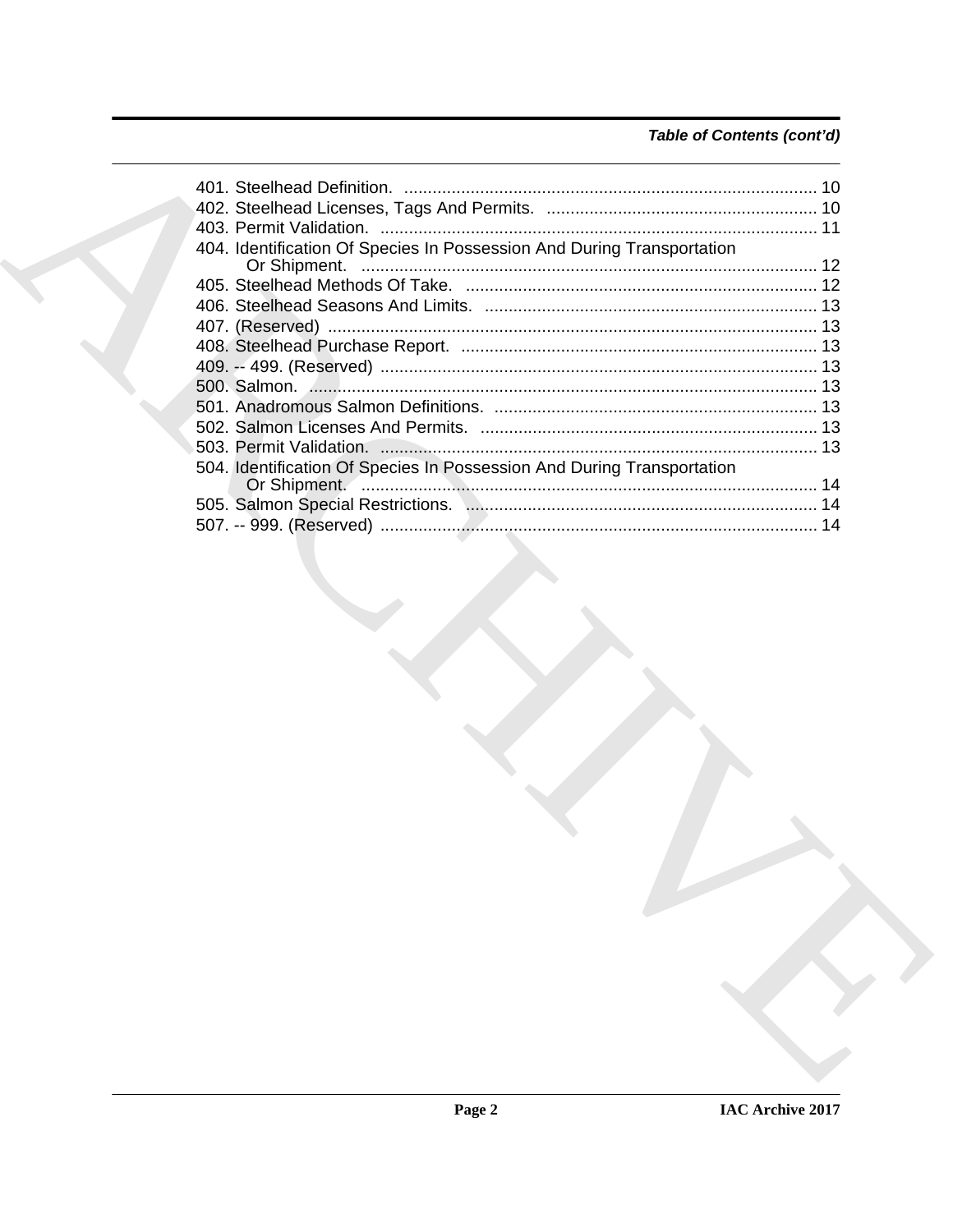*Table of Contents (cont'd)*

401. Steelhead Definition. ....................................................................................... 10
402. Steelhead Licenses, Tags And Permits. ......................................................... 10
403. Permit Validation. ............................................................................................ 11
404. Identification Of Species In Possession And During Transportation Or Shipment. ................................................................................................ 12
405. Steelhead Methods Of Take. .......................................................................... 12
406. Steelhead Seasons And Limits. ...................................................................... 13
407. (Reserved) ....................................................................................................... 13
408. Steelhead Purchase Report. ........................................................................... 13
409. -- 499. (Reserved) ............................................................................................ 13
500. Salmon. ........................................................................................................... 13
501. Anadromous Salmon Definitions. .................................................................... 13
502. Salmon Licenses And Permits. ....................................................................... 13
503. Permit Validation. ............................................................................................ 13
504. Identification Of Species In Possession And During Transportation Or Shipment. ................................................................................................ 14
505. Salmon Special Restrictions. .......................................................................... 14
507. -- 999. (Reserved) ............................................................................................ 14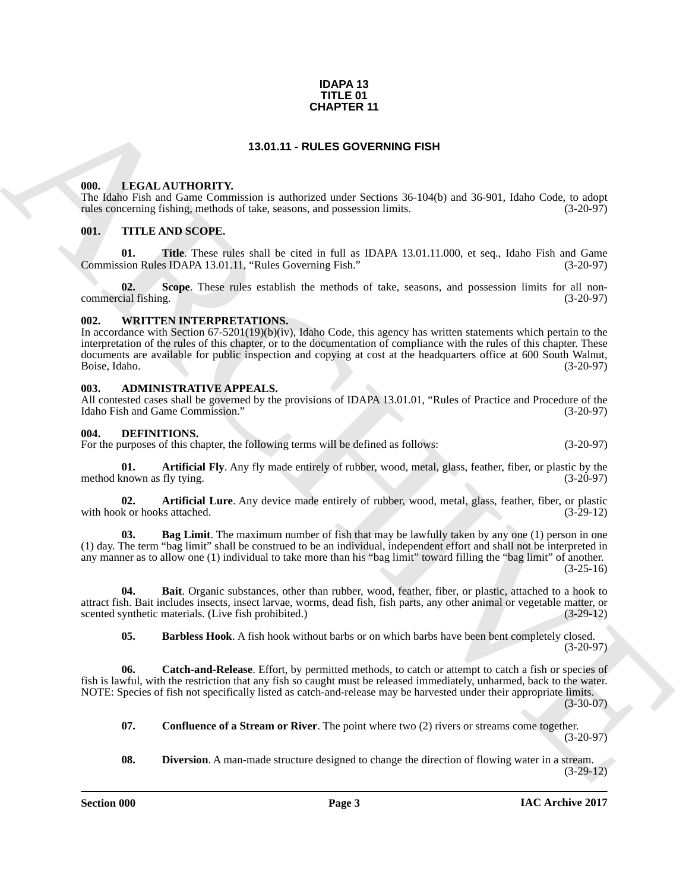**IDAPA 13**
**TITLE 01**
**CHAPTER 11**

# 13.01.11 - RULES GOVERNING FISH

## 000. LEGAL AUTHORITY.

The Idaho Fish and Game Commission is authorized under Sections 36-104(b) and 36-901, Idaho Code, to adopt rules concerning fishing, methods of take, seasons, and possession limits. (3-20-97)

## 001. TITLE AND SCOPE.

**01. Title**. These rules shall be cited in full as IDAPA 13.01.11.000, et seq., Idaho Fish and Game Commission Rules IDAPA 13.01.11, "Rules Governing Fish." (3-20-97)

**02. Scope**. These rules establish the methods of take, seasons, and possession limits for all non-commercial fishing. (3-20-97)

## 002. WRITTEN INTERPRETATIONS.

In accordance with Section 67-5201(19)(b)(iv), Idaho Code, this agency has written statements which pertain to the interpretation of the rules of this chapter, or to the documentation of compliance with the rules of this chapter. These documents are available for public inspection and copying at cost at the headquarters office at 600 South Walnut, Boise, Idaho. (3-20-97)

## 003. ADMINISTRATIVE APPEALS.

All contested cases shall be governed by the provisions of IDAPA 13.01.01, "Rules of Practice and Procedure of the Idaho Fish and Game Commission." (3-20-97)

## 004. DEFINITIONS.

For the purposes of this chapter, the following terms will be defined as follows: (3-20-97)

**01. Artificial Fly**. Any fly made entirely of rubber, wood, metal, glass, feather, fiber, or plastic by the method known as fly tying. (3-20-97)

**02. Artificial Lure**. Any device made entirely of rubber, wood, metal, glass, feather, fiber, or plastic with hook or hooks attached. (3-29-12)

**03. Bag Limit**. The maximum number of fish that may be lawfully taken by any one (1) person in one (1) day. The term "bag limit" shall be construed to be an individual, independent effort and shall not be interpreted in any manner as to allow one (1) individual to take more than his "bag limit" toward filling the "bag limit" of another. (3-25-16)

**04. Bait**. Organic substances, other than rubber, wood, feather, fiber, or plastic, attached to a hook to attract fish. Bait includes insects, insect larvae, worms, dead fish, fish parts, any other animal or vegetable matter, or scented synthetic materials. (Live fish prohibited.) (3-29-12)

**05. Barbless Hook**. A fish hook without barbs or on which barbs have been bent completely closed. (3-20-97)

**06. Catch-and-Release**. Effort, by permitted methods, to catch or attempt to catch a fish or species of fish is lawful, with the restriction that any fish so caught must be released immediately, unharmed, back to the water. NOTE: Species of fish not specifically listed as catch-and-release may be harvested under their appropriate limits. (3-30-07)

**07. Confluence of a Stream or River**. The point where two (2) rivers or streams come together. (3-20-97)

**08. Diversion**. A man-made structure designed to change the direction of flowing water in a stream. (3-29-12)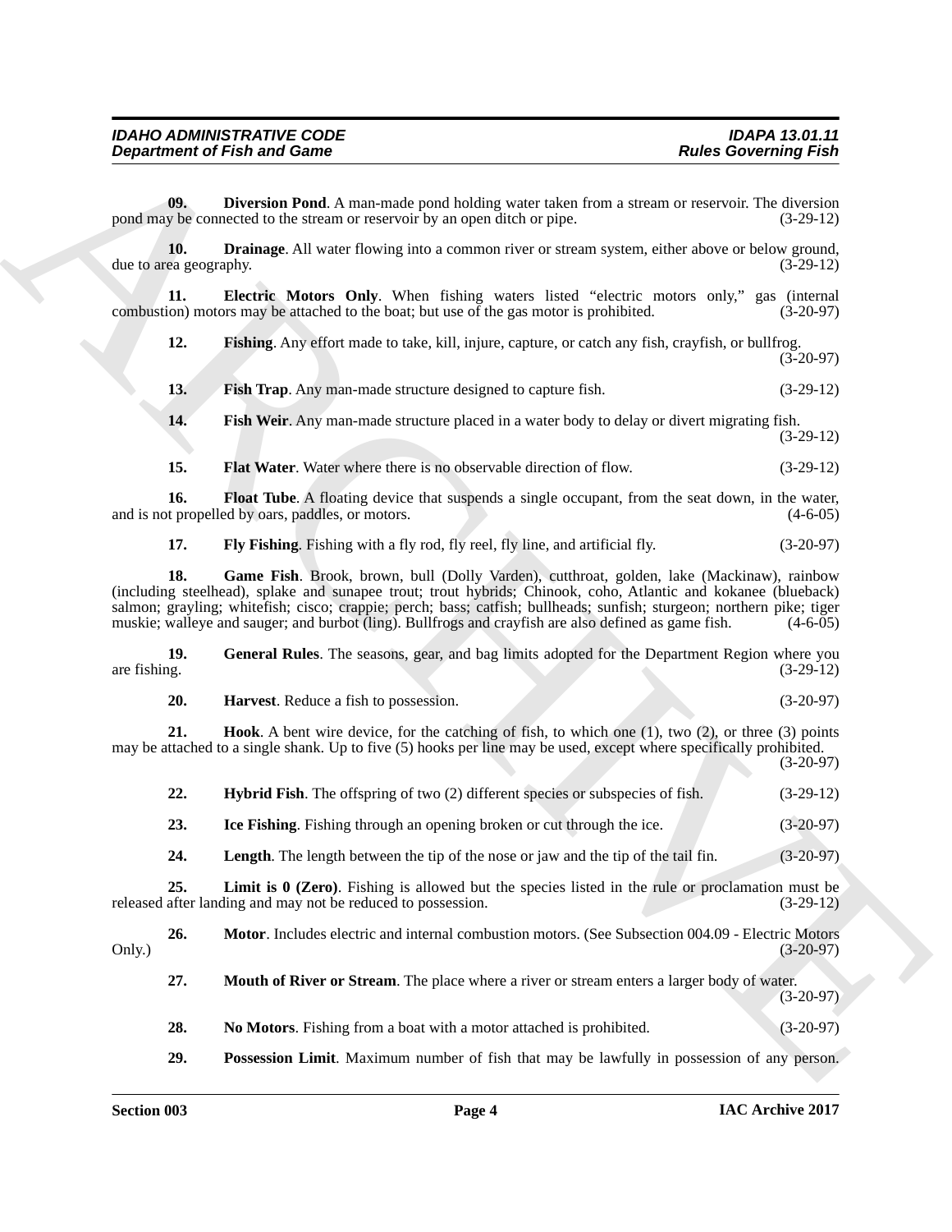**09. Diversion Pond**. A man-made pond holding water taken from a stream or reservoir. The diversion pond may be connected to the stream or reservoir by an open ditch or pipe. (3-29-12)

**10. Drainage**. All water flowing into a common river or stream system, either above or below ground, due to area geography. (3-29-12)

**11. Electric Motors Only**. When fishing waters listed "electric motors only," gas (internal combustion) motors may be attached to the boat; but use of the gas motor is prohibited. (3-20-97)

**12. Fishing**. Any effort made to take, kill, injure, capture, or catch any fish, crayfish, or bullfrog. (3-20-97)

**13. Fish Trap**. Any man-made structure designed to capture fish. (3-29-12)

**14. Fish Weir**. Any man-made structure placed in a water body to delay or divert migrating fish. (3-29-12)

**15. Flat Water**. Water where there is no observable direction of flow. (3-29-12)

**16. Float Tube**. A floating device that suspends a single occupant, from the seat down, in the water, and is not propelled by oars, paddles, or motors. (4-6-05)

**17. Fly Fishing**. Fishing with a fly rod, fly reel, fly line, and artificial fly. (3-20-97)

**18. Game Fish**. Brook, brown, bull (Dolly Varden), cutthroat, golden, lake (Mackinaw), rainbow (including steelhead), splake and sunapee trout; trout hybrids; Chinook, coho, Atlantic and kokanee (blueback) salmon; grayling; whitefish; cisco; crappie; perch; bass; catfish; bullheads; sunfish; sturgeon; northern pike; tiger muskie; walleye and sauger; and burbot (ling). Bullfrogs and crayfish are also defined as game fish. (4-6-05)

**19. General Rules**. The seasons, gear, and bag limits adopted for the Department Region where you are fishing. (3-29-12)

**20. Harvest**. Reduce a fish to possession. (3-20-97)

**21. Hook**. A bent wire device, for the catching of fish, to which one (1), two (2), or three (3) points may be attached to a single shank. Up to five (5) hooks per line may be used, except where specifically prohibited. (3-20-97)

**22. Hybrid Fish**. The offspring of two (2) different species or subspecies of fish. (3-29-12)

**23. Ice Fishing**. Fishing through an opening broken or cut through the ice. (3-20-97)

**24. Length**. The length between the tip of the nose or jaw and the tip of the tail fin. (3-20-97)

**25. Limit is 0 (Zero)**. Fishing is allowed but the species listed in the rule or proclamation must be released after landing and may not be reduced to possession. (3-29-12)

**26. Motor**. Includes electric and internal combustion motors. (See Subsection 004.09 - Electric Motors Only.) (3-20-97)

**27. Mouth of River or Stream**. The place where a river or stream enters a larger body of water. (3-20-97)

**28. No Motors**. Fishing from a boat with a motor attached is prohibited. (3-20-97)

**29. Possession Limit**. Maximum number of fish that may be lawfully in possession of any person.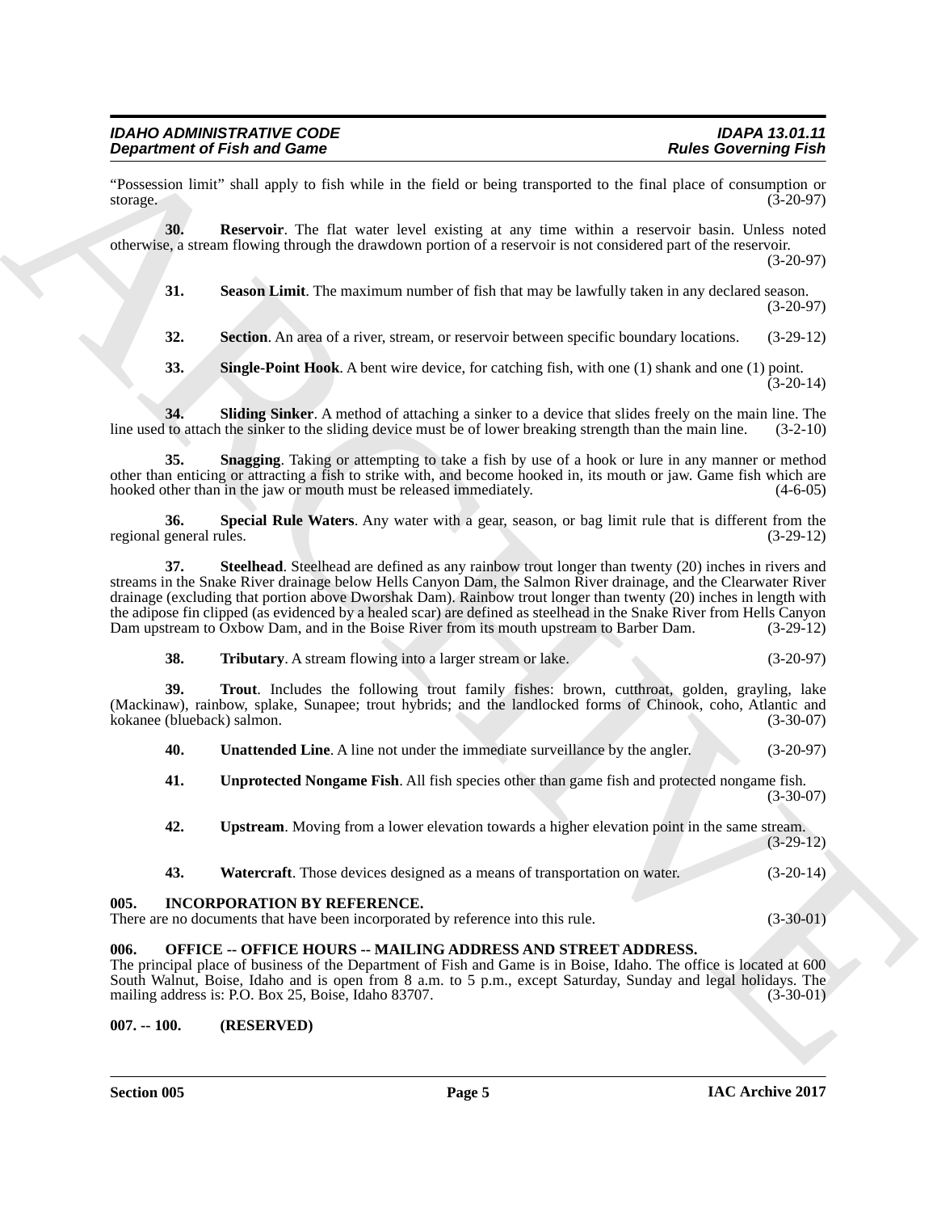"Possession limit" shall apply to fish while in the field or being transported to the final place of consumption or storage. (3-20-97)

**30. Reservoir**. The flat water level existing at any time within a reservoir basin. Unless noted otherwise, a stream flowing through the drawdown portion of a reservoir is not considered part of the reservoir. (3-20-97)

**31. Season Limit**. The maximum number of fish that may be lawfully taken in any declared season. (3-20-97)

**32. Section**. An area of a river, stream, or reservoir between specific boundary locations. (3-29-12)

**33. Single-Point Hook**. A bent wire device, for catching fish, with one (1) shank and one (1) point. (3-20-14)

**34. Sliding Sinker**. A method of attaching a sinker to a device that slides freely on the main line. The line used to attach the sinker to the sliding device must be of lower breaking strength than the main line. (3-2-10)

**35. Snagging**. Taking or attempting to take a fish by use of a hook or lure in any manner or method other than enticing or attracting a fish to strike with, and become hooked in, its mouth or jaw. Game fish which are hooked other than in the jaw or mouth must be released immediately. (4-6-05)

**36. Special Rule Waters**. Any water with a gear, season, or bag limit rule that is different from the regional general rules. (3-29-12)

**37. Steelhead**. Steelhead are defined as any rainbow trout longer than twenty (20) inches in rivers and streams in the Snake River drainage below Hells Canyon Dam, the Salmon River drainage, and the Clearwater River drainage (excluding that portion above Dworshak Dam). Rainbow trout longer than twenty (20) inches in length with the adipose fin clipped (as evidenced by a healed scar) are defined as steelhead in the Snake River from Hells Canyon Dam upstream to Oxbow Dam, and in the Boise River from its mouth upstream to Barber Dam. (3-29-12)

**38. Tributary**. A stream flowing into a larger stream or lake. (3-20-97)

**39. Trout**. Includes the following trout family fishes: brown, cutthroat, golden, grayling, lake (Mackinaw), rainbow, splake, Sunapee; trout hybrids; and the landlocked forms of Chinook, coho, Atlantic and kokanee (blueback) salmon. (3-30-07)

**40. Unattended Line**. A line not under the immediate surveillance by the angler. (3-20-97)

**41. Unprotected Nongame Fish**. All fish species other than game fish and protected nongame fish. (3-30-07)

**42. Upstream**. Moving from a lower elevation towards a higher elevation point in the same stream. (3-29-12)

**43. Watercraft**. Those devices designed as a means of transportation on water. (3-20-14)

### 005. INCORPORATION BY REFERENCE.

There are no documents that have been incorporated by reference into this rule. (3-30-01)

### 006. OFFICE -- OFFICE HOURS -- MAILING ADDRESS AND STREET ADDRESS.

The principal place of business of the Department of Fish and Game is in Boise, Idaho. The office is located at 600 South Walnut, Boise, Idaho and is open from 8 a.m. to 5 p.m., except Saturday, Sunday and legal holidays. The mailing address is: P.O. Box 25, Boise, Idaho 83707. (3-30-01)

### 007. -- 100. (RESERVED)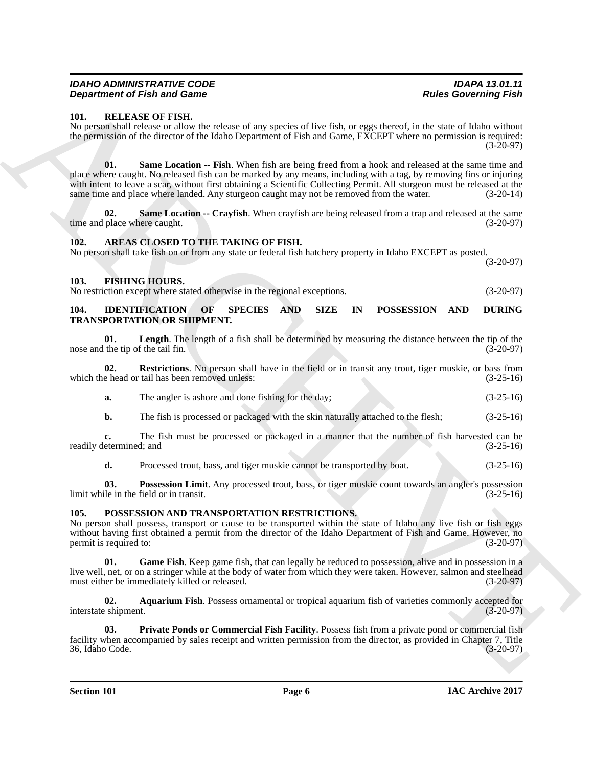## 101. RELEASE OF FISH.

No person shall release or allow the release of any species of live fish, or eggs thereof, in the state of Idaho without the permission of the director of the Idaho Department of Fish and Game, EXCEPT where no permission is required: (3-20-97)

**01. Same Location -- Fish**. When fish are being freed from a hook and released at the same time and place where caught. No released fish can be marked by any means, including with a tag, by removing fins or injuring with intent to leave a scar, without first obtaining a Scientific Collecting Permit. All sturgeon must be released at the same time and place where landed. Any sturgeon caught may not be removed from the water. (3-20-14)

**02. Same Location -- Crayfish**. When crayfish are being released from a trap and released at the same time and place where caught. (3-20-97)

## 102. AREAS CLOSED TO THE TAKING OF FISH.

No person shall take fish on or from any state or federal fish hatchery property in Idaho EXCEPT as posted. (3-20-97)

## 103. FISHING HOURS.

No restriction except where stated otherwise in the regional exceptions. (3-20-97)

## 104. IDENTIFICATION OF SPECIES AND SIZE IN POSSESSION AND DURING TRANSPORTATION OR SHIPMENT.

**01. Length**. The length of a fish shall be determined by measuring the distance between the tip of the nose and the tip of the tail fin. (3-20-97)

**02. Restrictions**. No person shall have in the field or in transit any trout, tiger muskie, or bass from which the head or tail has been removed unless: (3-25-16)

**a.** The angler is ashore and done fishing for the day; (3-25-16)

**b.** The fish is processed or packaged with the skin naturally attached to the flesh; (3-25-16)

**c.** The fish must be processed or packaged in a manner that the number of fish harvested can be readily determined; and (3-25-16)

**d.** Processed trout, bass, and tiger muskie cannot be transported by boat. (3-25-16)

**03. Possession Limit**. Any processed trout, bass, or tiger muskie count towards an angler's possession limit while in the field or in transit. (3-25-16)

## 105. POSSESSION AND TRANSPORTATION RESTRICTIONS.

No person shall possess, transport or cause to be transported within the state of Idaho any live fish or fish eggs without having first obtained a permit from the director of the Idaho Department of Fish and Game. However, no permit is required to: (3-20-97)

**01. Game Fish**. Keep game fish, that can legally be reduced to possession, alive and in possession in a live well, net, or on a stringer while at the body of water from which they were taken. However, salmon and steelhead must either be immediately killed or released. (3-20-97)

**02. Aquarium Fish**. Possess ornamental or tropical aquarium fish of varieties commonly accepted for interstate shipment. (3-20-97)

**03. Private Ponds or Commercial Fish Facility**. Possess fish from a private pond or commercial fish facility when accompanied by sales receipt and written permission from the director, as provided in Chapter 7, Title 36, Idaho Code. (3-20-97)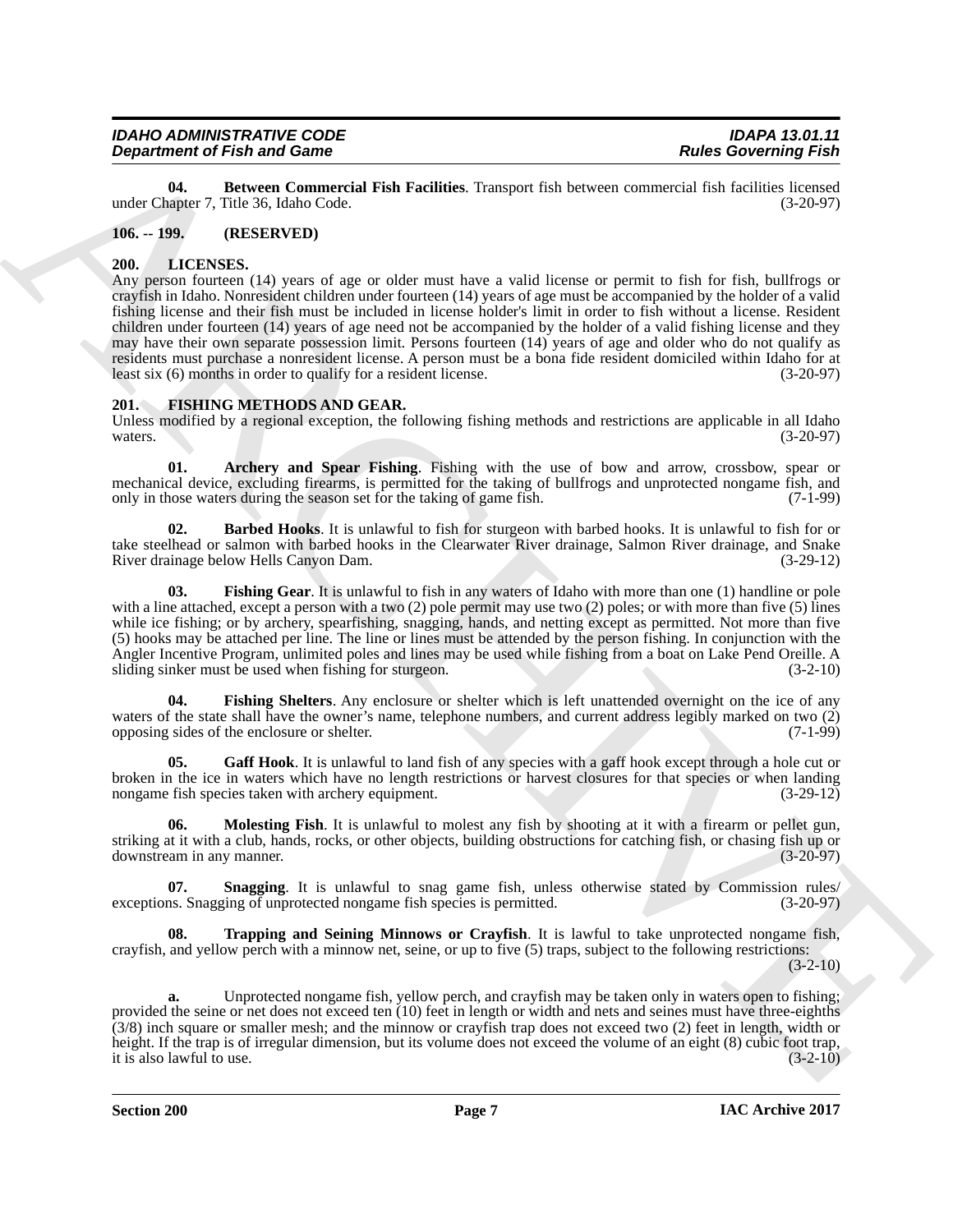**04. Between Commercial Fish Facilities**. Transport fish between commercial fish facilities licensed under Chapter 7, Title 36, Idaho Code. (3-20-97)

## 106. -- 199. (RESERVED)

## 200. LICENSES.

Any person fourteen (14) years of age or older must have a valid license or permit to fish for fish, bullfrogs or crayfish in Idaho. Nonresident children under fourteen (14) years of age must be accompanied by the holder of a valid fishing license and their fish must be included in license holder's limit in order to fish without a license. Resident children under fourteen (14) years of age need not be accompanied by the holder of a valid fishing license and they may have their own separate possession limit. Persons fourteen (14) years of age and older who do not qualify as residents must purchase a nonresident license. A person must be a bona fide resident domiciled within Idaho for at least six (6) months in order to qualify for a resident license. (3-20-97)

## 201. FISHING METHODS AND GEAR.

Unless modified by a regional exception, the following fishing methods and restrictions are applicable in all Idaho waters. (3-20-97)

**01. Archery and Spear Fishing**. Fishing with the use of bow and arrow, crossbow, spear or mechanical device, excluding firearms, is permitted for the taking of bullfrogs and unprotected nongame fish, and only in those waters during the season set for the taking of game fish. (7-1-99)

**02. Barbed Hooks**. It is unlawful to fish for sturgeon with barbed hooks. It is unlawful to fish for or take steelhead or salmon with barbed hooks in the Clearwater River drainage, Salmon River drainage, and Snake River drainage below Hells Canyon Dam. (3-29-12)

**03. Fishing Gear**. It is unlawful to fish in any waters of Idaho with more than one (1) handline or pole with a line attached, except a person with a two (2) pole permit may use two (2) poles; or with more than five (5) lines while ice fishing; or by archery, spearfishing, snagging, hands, and netting except as permitted. Not more than five (5) hooks may be attached per line. The line or lines must be attended by the person fishing. In conjunction with the Angler Incentive Program, unlimited poles and lines may be used while fishing from a boat on Lake Pend Oreille. A sliding sinker must be used when fishing for sturgeon. (3-2-10)

**04. Fishing Shelters**. Any enclosure or shelter which is left unattended overnight on the ice of any waters of the state shall have the owner's name, telephone numbers, and current address legibly marked on two (2) opposing sides of the enclosure or shelter. (7-1-99)

**05. Gaff Hook**. It is unlawful to land fish of any species with a gaff hook except through a hole cut or broken in the ice in waters which have no length restrictions or harvest closures for that species or when landing nongame fish species taken with archery equipment. (3-29-12)

**06. Molesting Fish**. It is unlawful to molest any fish by shooting at it with a firearm or pellet gun, striking at it with a club, hands, rocks, or other objects, building obstructions for catching fish, or chasing fish up or downstream in any manner. (3-20-97)

**07. Snagging**. It is unlawful to snag game fish, unless otherwise stated by Commission rules/ exceptions. Snagging of unprotected nongame fish species is permitted. (3-20-97)

**08. Trapping and Seining Minnows or Crayfish**. It is lawful to take unprotected nongame fish, crayfish, and yellow perch with a minnow net, seine, or up to five (5) traps, subject to the following restrictions: (3-2-10)

**a.** Unprotected nongame fish, yellow perch, and crayfish may be taken only in waters open to fishing; provided the seine or net does not exceed ten (10) feet in length or width and nets and seines must have three-eighths (3/8) inch square or smaller mesh; and the minnow or crayfish trap does not exceed two (2) feet in length, width or height. If the trap is of irregular dimension, but its volume does not exceed the volume of an eight (8) cubic foot trap, it is also lawful to use. (3-2-10)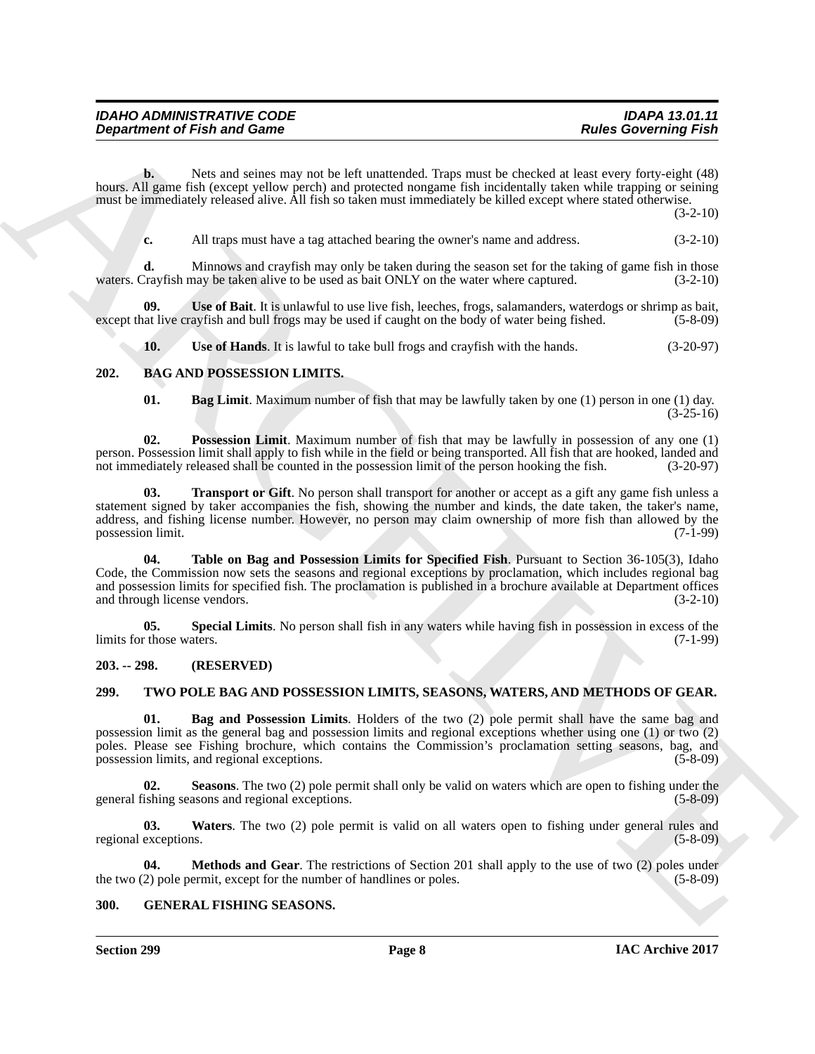**b.** Nets and seines may not be left unattended. Traps must be checked at least every forty-eight (48) hours. All game fish (except yellow perch) and protected nongame fish incidentally taken while trapping or seining must be immediately released alive. All fish so taken must immediately be killed except where stated otherwise. (3-2-10)

**c.** All traps must have a tag attached bearing the owner's name and address. (3-2-10)

**d.** Minnows and crayfish may only be taken during the season set for the taking of game fish in those waters. Crayfish may be taken alive to be used as bait ONLY on the water where captured. (3-2-10)

**09. Use of Bait**. It is unlawful to use live fish, leeches, frogs, salamanders, waterdogs or shrimp as bait, except that live crayfish and bull frogs may be used if caught on the body of water being fished. (5-8-09)

**10. Use of Hands**. It is lawful to take bull frogs and crayfish with the hands. (3-20-97)

## 202. BAG AND POSSESSION LIMITS.

**01. Bag Limit**. Maximum number of fish that may be lawfully taken by one (1) person in one (1) day. (3-25-16)

**02. Possession Limit**. Maximum number of fish that may be lawfully in possession of any one (1) person. Possession limit shall apply to fish while in the field or being transported. All fish that are hooked, landed and not immediately released shall be counted in the possession limit of the person hooking the fish. (3-20-97)

**03. Transport or Gift**. No person shall transport for another or accept as a gift any game fish unless a statement signed by taker accompanies the fish, showing the number and kinds, the date taken, the taker's name, address, and fishing license number. However, no person may claim ownership of more fish than allowed by the possession limit. (7-1-99)

**04. Table on Bag and Possession Limits for Specified Fish**. Pursuant to Section 36-105(3), Idaho Code, the Commission now sets the seasons and regional exceptions by proclamation, which includes regional bag and possession limits for specified fish. The proclamation is published in a brochure available at Department offices and through license vendors. (3-2-10)

**05. Special Limits**. No person shall fish in any waters while having fish in possession in excess of the limits for those waters. (7-1-99)

## 203. -- 298. (RESERVED)

## 299. TWO POLE BAG AND POSSESSION LIMITS, SEASONS, WATERS, AND METHODS OF GEAR.

**01. Bag and Possession Limits**. Holders of the two (2) pole permit shall have the same bag and possession limit as the general bag and possession limits and regional exceptions whether using one (1) or two (2) poles. Please see Fishing brochure, which contains the Commission's proclamation setting seasons, bag, and possession limits, and regional exceptions. (5-8-09)

**02. Seasons**. The two (2) pole permit shall only be valid on waters which are open to fishing under the general fishing seasons and regional exceptions. (5-8-09)

**03. Waters**. The two (2) pole permit is valid on all waters open to fishing under general rules and regional exceptions. (5-8-09)

**04. Methods and Gear**. The restrictions of Section 201 shall apply to the use of two (2) poles under the two (2) pole permit, except for the number of handlines or poles. (5-8-09)

## 300. GENERAL FISHING SEASONS.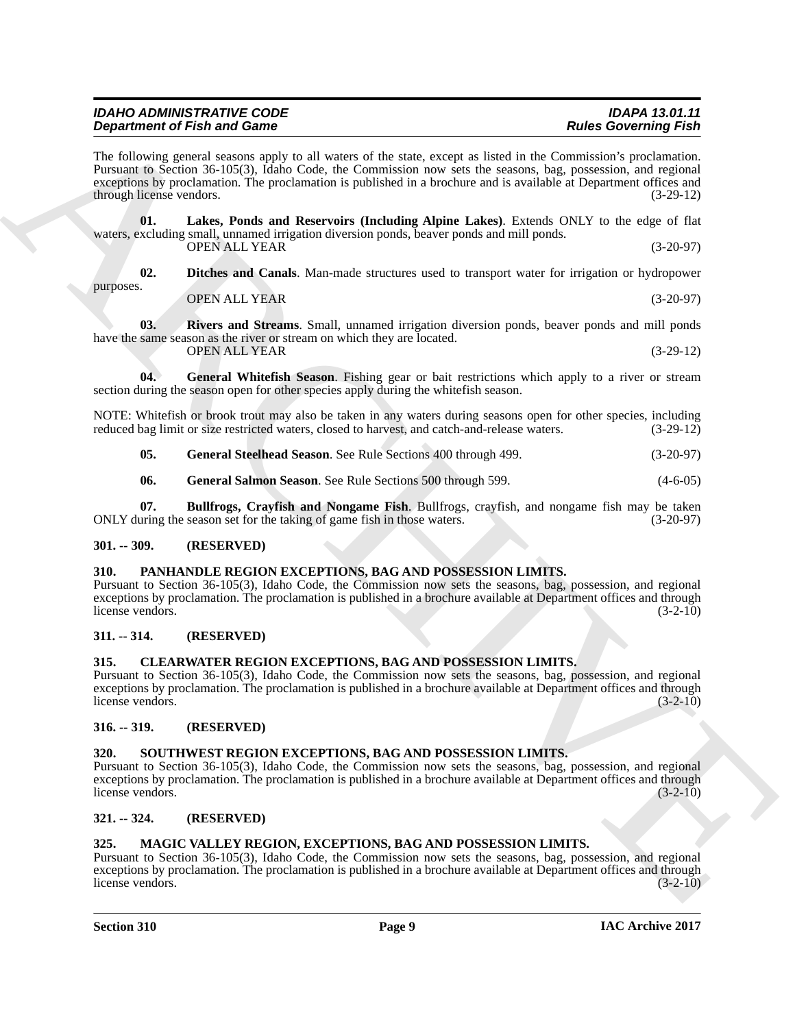The following general seasons apply to all waters of the state, except as listed in the Commission's proclamation. Pursuant to Section 36-105(3), Idaho Code, the Commission now sets the seasons, bag, possession, and regional exceptions by proclamation. The proclamation is published in a brochure and is available at Department offices and through license vendors. (3-29-12)

**01. Lakes, Ponds and Reservoirs (Including Alpine Lakes)**. Extends ONLY to the edge of flat waters, excluding small, unnamed irrigation diversion ponds, beaver ponds and mill ponds.
OPEN ALL YEAR (3-20-97)

**02. Ditches and Canals**. Man-made structures used to transport water for irrigation or hydropower purposes.
OPEN ALL YEAR (3-20-97)

**03. Rivers and Streams**. Small, unnamed irrigation diversion ponds, beaver ponds and mill ponds have the same season as the river or stream on which they are located.
OPEN ALL YEAR (3-29-12)

**04. General Whitefish Season**. Fishing gear or bait restrictions which apply to a river or stream section during the season open for other species apply during the whitefish season.

NOTE: Whitefish or brook trout may also be taken in any waters during seasons open for other species, including reduced bag limit or size restricted waters, closed to harvest, and catch-and-release waters. (3-29-12)

**05. General Steelhead Season**. See Rule Sections 400 through 499. (3-20-97)

**06. General Salmon Season**. See Rule Sections 500 through 599. (4-6-05)

**07. Bullfrogs, Crayfish and Nongame Fish**. Bullfrogs, crayfish, and nongame fish may be taken ONLY during the season set for the taking of game fish in those waters. (3-20-97)

## 301. -- 309. (RESERVED)

## 310. PANHANDLE REGION EXCEPTIONS, BAG AND POSSESSION LIMITS.

Pursuant to Section 36-105(3), Idaho Code, the Commission now sets the seasons, bag, possession, and regional exceptions by proclamation. The proclamation is published in a brochure available at Department offices and through license vendors. (3-2-10)

## 311. -- 314. (RESERVED)

## 315. CLEARWATER REGION EXCEPTIONS, BAG AND POSSESSION LIMITS.

Pursuant to Section 36-105(3), Idaho Code, the Commission now sets the seasons, bag, possession, and regional exceptions by proclamation. The proclamation is published in a brochure available at Department offices and through license vendors. (3-2-10)

## 316. -- 319. (RESERVED)

## 320. SOUTHWEST REGION EXCEPTIONS, BAG AND POSSESSION LIMITS.

Pursuant to Section 36-105(3), Idaho Code, the Commission now sets the seasons, bag, possession, and regional exceptions by proclamation. The proclamation is published in a brochure available at Department offices and through license vendors. (3-2-10)

## 321. -- 324. (RESERVED)

## 325. MAGIC VALLEY REGION, EXCEPTIONS, BAG AND POSSESSION LIMITS.

Pursuant to Section 36-105(3), Idaho Code, the Commission now sets the seasons, bag, possession, and regional exceptions by proclamation. The proclamation is published in a brochure available at Department offices and through license vendors. (3-2-10)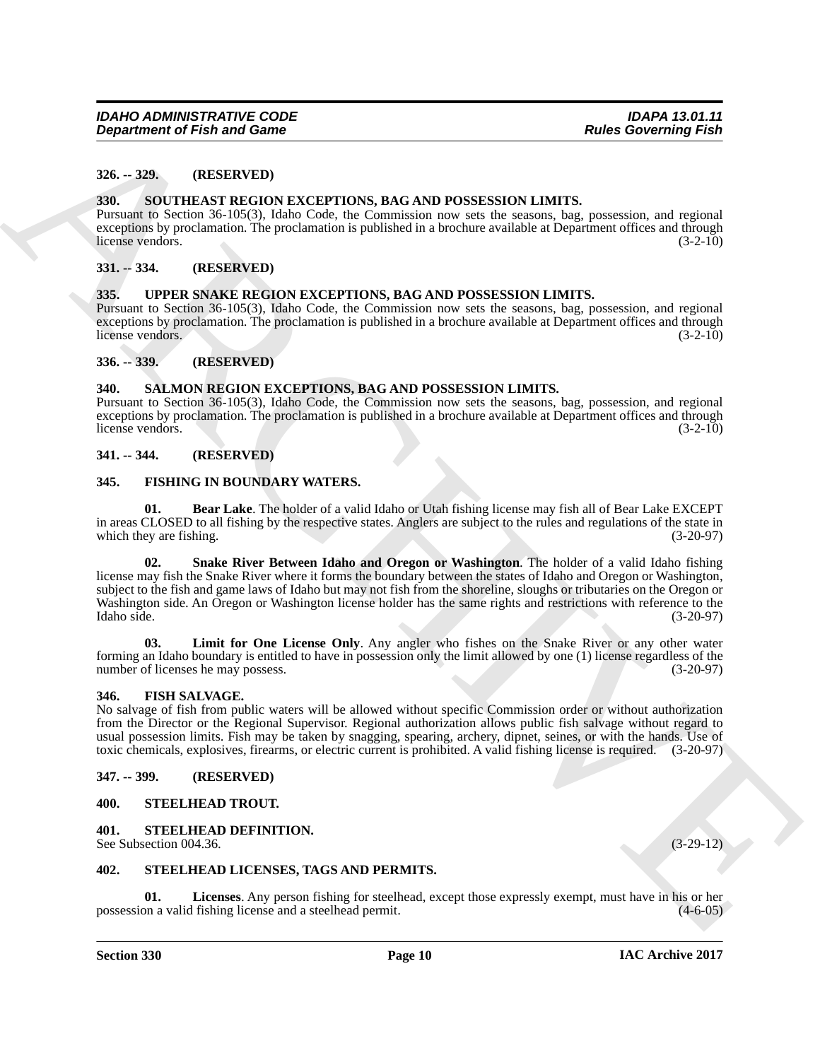**326. -- 329. (RESERVED)**

**330. SOUTHEAST REGION EXCEPTIONS, BAG AND POSSESSION LIMITS.**

Pursuant to Section 36-105(3), Idaho Code, the Commission now sets the seasons, bag, possession, and regional exceptions by proclamation. The proclamation is published in a brochure available at Department offices and through license vendors. (3-2-10)

**331. -- 334. (RESERVED)**

**335. UPPER SNAKE REGION EXCEPTIONS, BAG AND POSSESSION LIMITS.**

Pursuant to Section 36-105(3), Idaho Code, the Commission now sets the seasons, bag, possession, and regional exceptions by proclamation. The proclamation is published in a brochure available at Department offices and through license vendors. (3-2-10)

**336. -- 339. (RESERVED)**

**340. SALMON REGION EXCEPTIONS, BAG AND POSSESSION LIMITS.**

Pursuant to Section 36-105(3), Idaho Code, the Commission now sets the seasons, bag, possession, and regional exceptions by proclamation. The proclamation is published in a brochure available at Department offices and through license vendors. (3-2-10)

**341. -- 344. (RESERVED)**

**345. FISHING IN BOUNDARY WATERS.**

**01. Bear Lake**. The holder of a valid Idaho or Utah fishing license may fish all of Bear Lake EXCEPT in areas CLOSED to all fishing by the respective states. Anglers are subject to the rules and regulations of the state in which they are fishing. (3-20-97)

**02. Snake River Between Idaho and Oregon or Washington**. The holder of a valid Idaho fishing license may fish the Snake River where it forms the boundary between the states of Idaho and Oregon or Washington, subject to the fish and game laws of Idaho but may not fish from the shoreline, sloughs or tributaries on the Oregon or Washington side. An Oregon or Washington license holder has the same rights and restrictions with reference to the Idaho side. (3-20-97)

**03. Limit for One License Only**. Any angler who fishes on the Snake River or any other water forming an Idaho boundary is entitled to have in possession only the limit allowed by one (1) license regardless of the number of licenses he may possess. (3-20-97)

**346. FISH SALVAGE.**

No salvage of fish from public waters will be allowed without specific Commission order or without authorization from the Director or the Regional Supervisor. Regional authorization allows public fish salvage without regard to usual possession limits. Fish may be taken by snagging, spearing, archery, dipnet, seines, or with the hands. Use of toxic chemicals, explosives, firearms, or electric current is prohibited. A valid fishing license is required. (3-20-97)

**347. -- 399. (RESERVED)**

**400. STEELHEAD TROUT.**

**401. STEELHEAD DEFINITION.**

See Subsection 004.36. (3-29-12)

**402. STEELHEAD LICENSES, TAGS AND PERMITS.**

**01. Licenses**. Any person fishing for steelhead, except those expressly exempt, must have in his or her possession a valid fishing license and a steelhead permit. (4-6-05)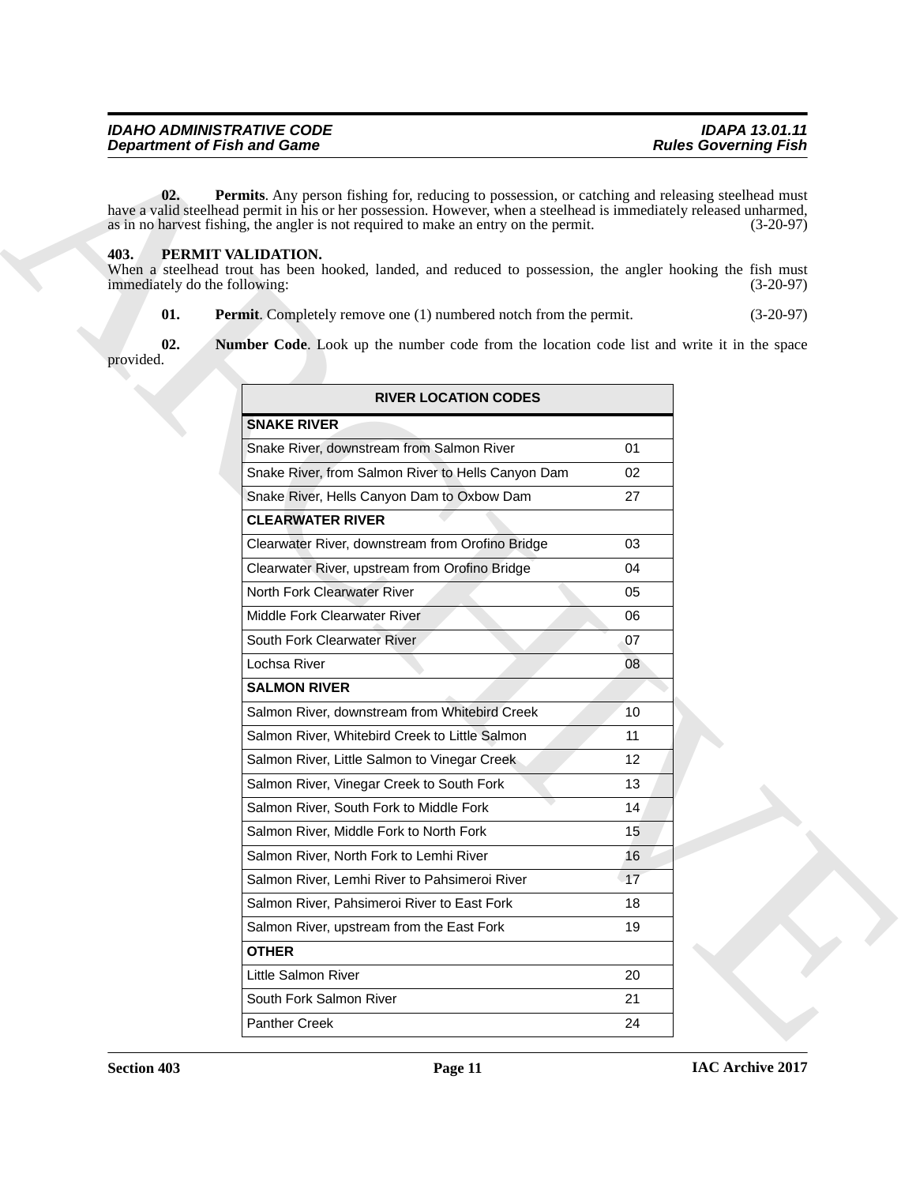**02. Permits**. Any person fishing for, reducing to possession, or catching and releasing steelhead must have a valid steelhead permit in his or her possession. However, when a steelhead is immediately released unharmed, as in no harvest fishing, the angler is not required to make an entry on the permit. (3-20-97)

## 403. PERMIT VALIDATION.

When a steelhead trout has been hooked, landed, and reduced to possession, the angler hooking the fish must immediately do the following: (3-20-97)

**01. Permit**. Completely remove one (1) numbered notch from the permit. (3-20-97)

**02. Number Code**. Look up the number code from the location code list and write it in the space provided.

| RIVER LOCATION CODES | |
|---|---|
| **SNAKE RIVER** | |
| Snake River, downstream from Salmon River | 01 |
| Snake River, from Salmon River to Hells Canyon Dam | 02 |
| Snake River, Hells Canyon Dam to Oxbow Dam | 27 |
| **CLEARWATER RIVER** | |
| Clearwater River, downstream from Orofino Bridge | 03 |
| Clearwater River, upstream from Orofino Bridge | 04 |
| North Fork Clearwater River | 05 |
| Middle Fork Clearwater River | 06 |
| South Fork Clearwater River | 07 |
| Lochsa River | 08 |
| **SALMON RIVER** | |
| Salmon River, downstream from Whitebird Creek | 10 |
| Salmon River, Whitebird Creek to Little Salmon | 11 |
| Salmon River, Little Salmon to Vinegar Creek | 12 |
| Salmon River, Vinegar Creek to South Fork | 13 |
| Salmon River, South Fork to Middle Fork | 14 |
| Salmon River, Middle Fork to North Fork | 15 |
| Salmon River, North Fork to Lemhi River | 16 |
| Salmon River, Lemhi River to Pahsimeroi River | 17 |
| Salmon River, Pahsimeroi River to East Fork | 18 |
| Salmon River, upstream from the East Fork | 19 |
| **OTHER** | |
| Little Salmon River | 20 |
| South Fork Salmon River | 21 |
| Panther Creek | 24 |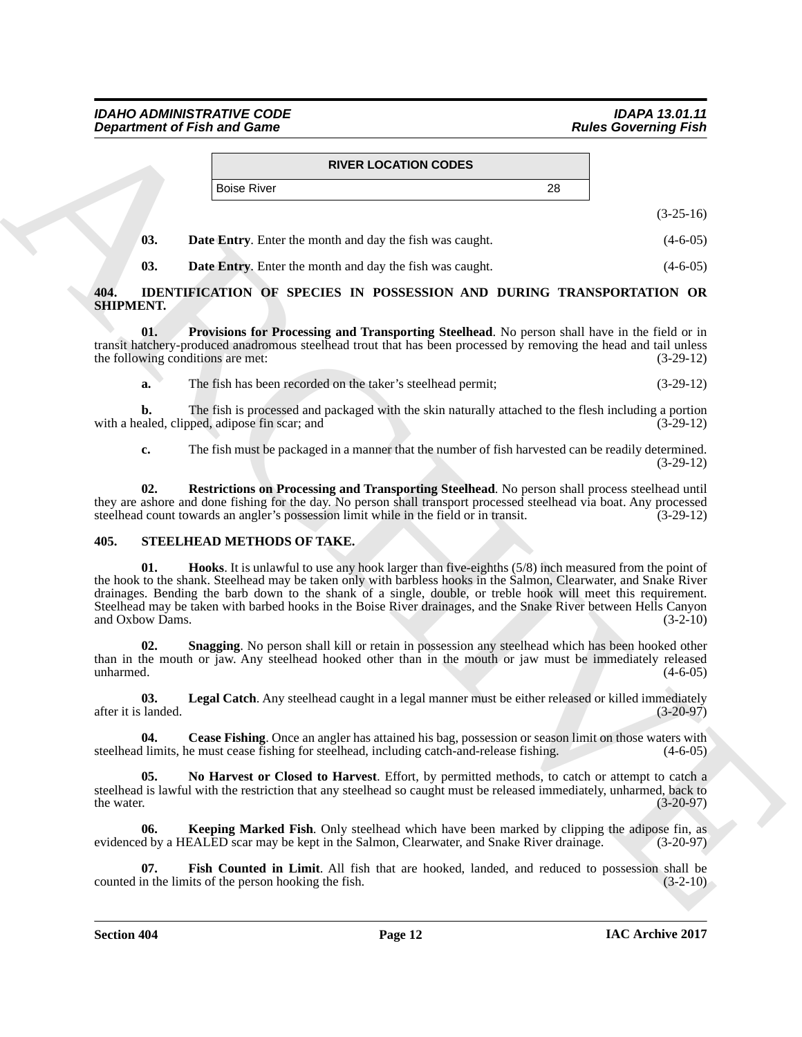| RIVER LOCATION CODES | |
|---|---|
| Boise River | 28 |

(3-25-16)

**03. Date Entry**. Enter the month and day the fish was caught. (4-6-05)

**03. Date Entry**. Enter the month and day the fish was caught. (4-6-05)

## 404. IDENTIFICATION OF SPECIES IN POSSESSION AND DURING TRANSPORTATION OR SHIPMENT.

**01. Provisions for Processing and Transporting Steelhead**. No person shall have in the field or in transit hatchery-produced anadromous steelhead trout that has been processed by removing the head and tail unless the following conditions are met: (3-29-12)

**a.** The fish has been recorded on the taker's steelhead permit; (3-29-12)

**b.** The fish is processed and packaged with the skin naturally attached to the flesh including a portion with a healed, clipped, adipose fin scar; and (3-29-12)

**c.** The fish must be packaged in a manner that the number of fish harvested can be readily determined. (3-29-12)

**02. Restrictions on Processing and Transporting Steelhead**. No person shall process steelhead until they are ashore and done fishing for the day. No person shall transport processed steelhead via boat. Any processed steelhead count towards an angler's possession limit while in the field or in transit. (3-29-12)

## 405. STEELHEAD METHODS OF TAKE.

**01. Hooks**. It is unlawful to use any hook larger than five-eighths (5/8) inch measured from the point of the hook to the shank. Steelhead may be taken only with barbless hooks in the Salmon, Clearwater, and Snake River drainages. Bending the barb down to the shank of a single, double, or treble hook will meet this requirement. Steelhead may be taken with barbed hooks in the Boise River drainages, and the Snake River between Hells Canyon and Oxbow Dams. (3-2-10)

**02. Snagging**. No person shall kill or retain in possession any steelhead which has been hooked other than in the mouth or jaw. Any steelhead hooked other than in the mouth or jaw must be immediately released unharmed. (4-6-05)

**03. Legal Catch**. Any steelhead caught in a legal manner must be either released or killed immediately after it is landed. (3-20-97)

**04. Cease Fishing**. Once an angler has attained his bag, possession or season limit on those waters with steelhead limits, he must cease fishing for steelhead, including catch-and-release fishing. (4-6-05)

**05. No Harvest or Closed to Harvest**. Effort, by permitted methods, to catch or attempt to catch a steelhead is lawful with the restriction that any steelhead so caught must be released immediately, unharmed, back to the water. (3-20-97)

**06. Keeping Marked Fish**. Only steelhead which have been marked by clipping the adipose fin, as evidenced by a HEALED scar may be kept in the Salmon, Clearwater, and Snake River drainage. (3-20-97)

**07. Fish Counted in Limit**. All fish that are hooked, landed, and reduced to possession shall be counted in the limits of the person hooking the fish. (3-2-10)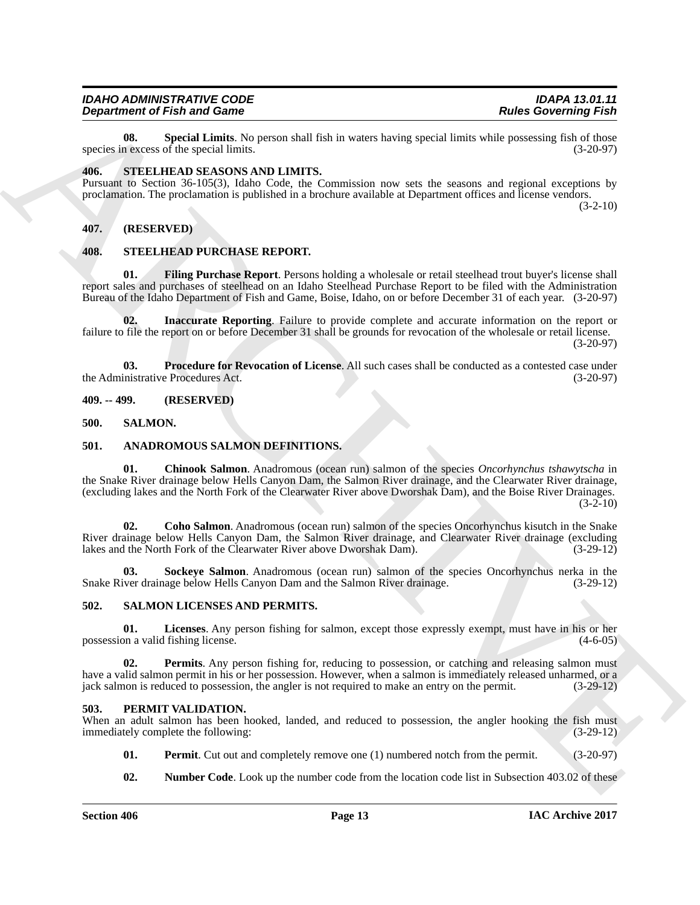**08. Special Limits**. No person shall fish in waters having special limits while possessing fish of those species in excess of the special limits. (3-20-97)

## 406. STEELHEAD SEASONS AND LIMITS.

Pursuant to Section 36-105(3), Idaho Code, the Commission now sets the seasons and regional exceptions by proclamation. The proclamation is published in a brochure available at Department offices and license vendors. (3-2-10)

## 407. (RESERVED)

## 408. STEELHEAD PURCHASE REPORT.

**01. Filing Purchase Report**. Persons holding a wholesale or retail steelhead trout buyer's license shall report sales and purchases of steelhead on an Idaho Steelhead Purchase Report to be filed with the Administration Bureau of the Idaho Department of Fish and Game, Boise, Idaho, on or before December 31 of each year. (3-20-97)

**02. Inaccurate Reporting**. Failure to provide complete and accurate information on the report or failure to file the report on or before December 31 shall be grounds for revocation of the wholesale or retail license. (3-20-97)

**03. Procedure for Revocation of License**. All such cases shall be conducted as a contested case under the Administrative Procedures Act. (3-20-97)

## 409. -- 499. (RESERVED)

## 500. SALMON.

## 501. ANADROMOUS SALMON DEFINITIONS.

**01. Chinook Salmon**. Anadromous (ocean run) salmon of the species *Oncorhynchus tshawytscha* in the Snake River drainage below Hells Canyon Dam, the Salmon River drainage, and the Clearwater River drainage, (excluding lakes and the North Fork of the Clearwater River above Dworshak Dam), and the Boise River Drainages. (3-2-10)

**02. Coho Salmon**. Anadromous (ocean run) salmon of the species Oncorhynchus kisutch in the Snake River drainage below Hells Canyon Dam, the Salmon River drainage, and Clearwater River drainage (excluding lakes and the North Fork of the Clearwater River above Dworshak Dam). (3-29-12)

**03. Sockeye Salmon**. Anadromous (ocean run) salmon of the species Oncorhynchus nerka in the Snake River drainage below Hells Canyon Dam and the Salmon River drainage. (3-29-12)

## 502. SALMON LICENSES AND PERMITS.

**01. Licenses**. Any person fishing for salmon, except those expressly exempt, must have in his or her possession a valid fishing license. (4-6-05)

**02. Permits**. Any person fishing for, reducing to possession, or catching and releasing salmon must have a valid salmon permit in his or her possession. However, when a salmon is immediately released unharmed, or a jack salmon is reduced to possession, the angler is not required to make an entry on the permit. (3-29-12)

## 503. PERMIT VALIDATION.

When an adult salmon has been hooked, landed, and reduced to possession, the angler hooking the fish must immediately complete the following: (3-29-12)

**01. Permit**. Cut out and completely remove one (1) numbered notch from the permit. (3-20-97)

**02. Number Code**. Look up the number code from the location code list in Subsection 403.02 of these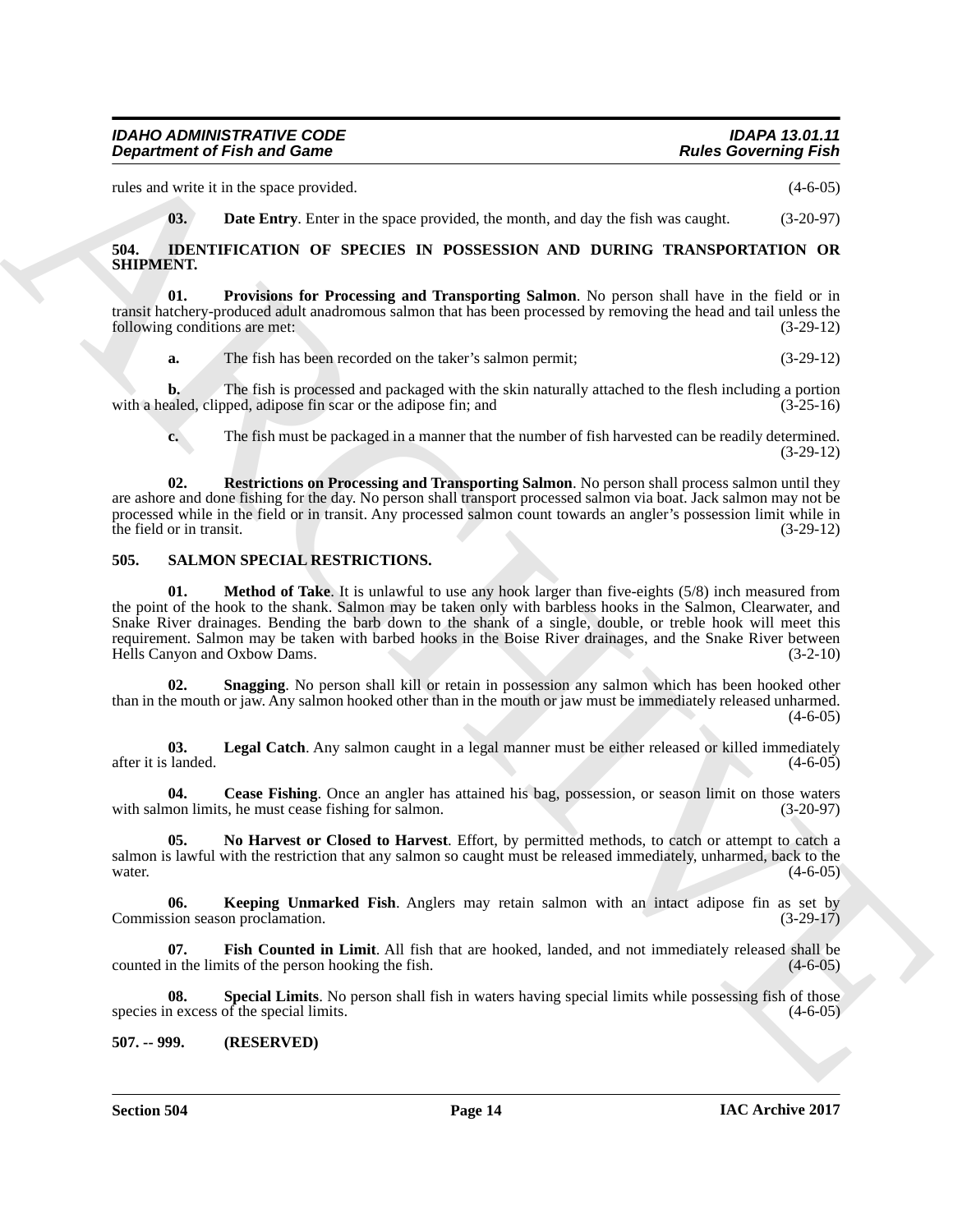rules and write it in the space provided. (4-6-05)

**03. Date Entry**. Enter in the space provided, the month, and day the fish was caught. (3-20-97)

## 504. IDENTIFICATION OF SPECIES IN POSSESSION AND DURING TRANSPORTATION OR SHIPMENT.

**01. Provisions for Processing and Transporting Salmon**. No person shall have in the field or in transit hatchery-produced adult anadromous salmon that has been processed by removing the head and tail unless the following conditions are met: (3-29-12)

**a.** The fish has been recorded on the taker's salmon permit; (3-29-12)

**b.** The fish is processed and packaged with the skin naturally attached to the flesh including a portion with a healed, clipped, adipose fin scar or the adipose fin; and (3-25-16)

**c.** The fish must be packaged in a manner that the number of fish harvested can be readily determined. (3-29-12)

**02. Restrictions on Processing and Transporting Salmon**. No person shall process salmon until they are ashore and done fishing for the day. No person shall transport processed salmon via boat. Jack salmon may not be processed while in the field or in transit. Any processed salmon count towards an angler's possession limit while in the field or in transit. (3-29-12)

## 505. SALMON SPECIAL RESTRICTIONS.

**01. Method of Take**. It is unlawful to use any hook larger than five-eights (5/8) inch measured from the point of the hook to the shank. Salmon may be taken only with barbless hooks in the Salmon, Clearwater, and Snake River drainages. Bending the barb down to the shank of a single, double, or treble hook will meet this requirement. Salmon may be taken with barbed hooks in the Boise River drainages, and the Snake River between Hells Canyon and Oxbow Dams. (3-2-10)

**02. Snagging**. No person shall kill or retain in possession any salmon which has been hooked other than in the mouth or jaw. Any salmon hooked other than in the mouth or jaw must be immediately released unharmed. (4-6-05)

**03. Legal Catch**. Any salmon caught in a legal manner must be either released or killed immediately after it is landed. (4-6-05)

**04. Cease Fishing**. Once an angler has attained his bag, possession, or season limit on those waters with salmon limits, he must cease fishing for salmon. (3-20-97)

**05. No Harvest or Closed to Harvest**. Effort, by permitted methods, to catch or attempt to catch a salmon is lawful with the restriction that any salmon so caught must be released immediately, unharmed, back to the water. (4-6-05)

**06. Keeping Unmarked Fish**. Anglers may retain salmon with an intact adipose fin as set by Commission season proclamation. (3-29-17)

**07. Fish Counted in Limit**. All fish that are hooked, landed, and not immediately released shall be counted in the limits of the person hooking the fish. (4-6-05)

**08. Special Limits**. No person shall fish in waters having special limits while possessing fish of those species in excess of the special limits. (4-6-05)

## 507. -- 999. (RESERVED)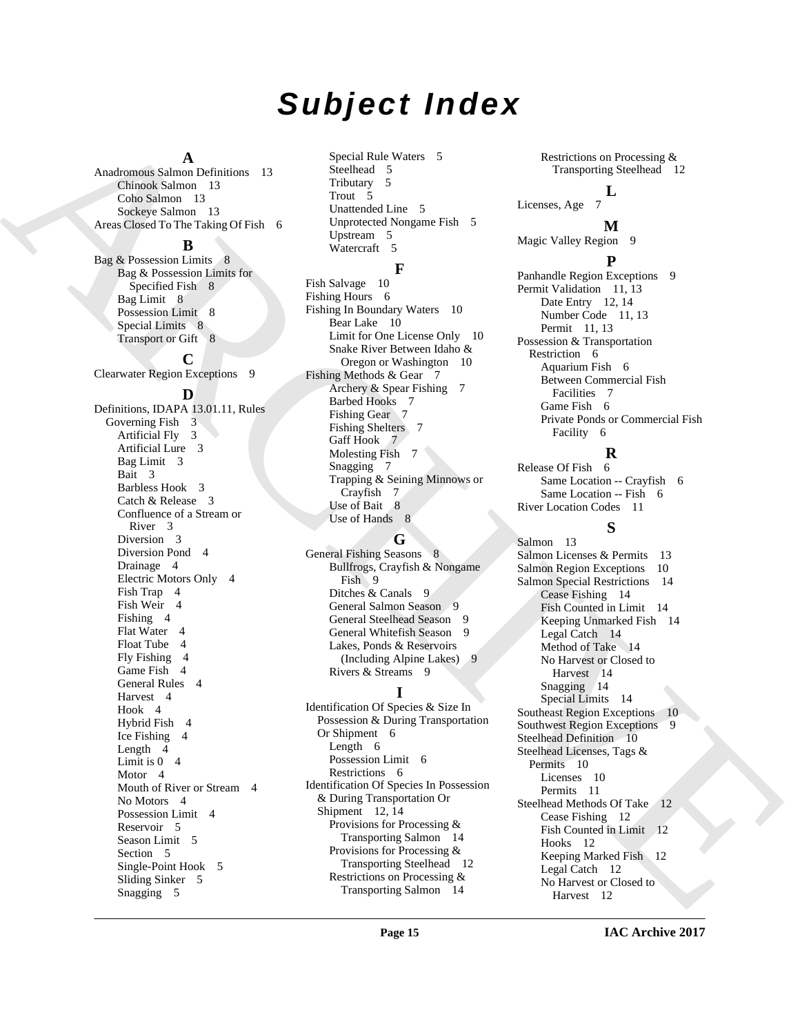# Subject Index

**A**

Anadromous Salmon Definitions 13
- Chinook Salmon 13
- Coho Salmon 13
- Sockeye Salmon 13

Areas Closed To The Taking Of Fish 6

**B**

Bag & Possession Limits 8
- Bag & Possession Limits for Specified Fish 8
- Bag Limit 8
- Possession Limit 8
- Special Limits 8
- Transport or Gift 8

**C**

Clearwater Region Exceptions 9

**D**

Definitions, IDAPA 13.01.11, Rules Governing Fish 3
- Artificial Fly 3
- Artificial Lure 3
- Bag Limit 3
- Bait 3
- Barbless Hook 3
- Catch & Release 3
- Confluence of a Stream or River 3
- Diversion 3
- Diversion Pond 4
- Drainage 4
- Electric Motors Only 4
- Fish Trap 4
- Fish Weir 4
- Fishing 4
- Flat Water 4
- Float Tube 4
- Fly Fishing 4
- Game Fish 4
- General Rules 4
- Harvest 4
- Hook 4
- Hybrid Fish 4
- Ice Fishing 4
- Length 4
- Limit is 0 4
- Motor 4
- Mouth of River or Stream 4
- No Motors 4
- Possession Limit 4
- Reservoir 5
- Season Limit 5
- Section 5
- Single-Point Hook 5
- Sliding Sinker 5
- Snagging 5
- Special Rule Waters 5
- Steelhead 5
- Tributary 5
- Trout 5
- Unattended Line 5
- Unprotected Nongame Fish 5
- Upstream 5
- Watercraft 5

**F**

Fish Salvage 10

Fishing Hours 6

Fishing In Boundary Waters 10
- Bear Lake 10
- Limit for One License Only 10
- Snake River Between Idaho & Oregon or Washington 10

Fishing Methods & Gear 7
- Archery & Spear Fishing 7
- Barbed Hooks 7
- Fishing Gear 7
- Fishing Shelters 7
- Gaff Hook 7
- Molesting Fish 7
- Snagging 7
- Trapping & Seining Minnows or Crayfish 7
- Use of Bait 8
- Use of Hands 8

**G**

General Fishing Seasons 8
- Bullfrogs, Crayfish & Nongame Fish 9
- Ditches & Canals 9
- General Salmon Season 9
- General Steelhead Season 9
- General Whitefish Season 9
- Lakes, Ponds & Reservoirs (Including Alpine Lakes) 9
- Rivers & Streams 9

**I**

Identification Of Species & Size In Possession & During Transportation Or Shipment 6
- Length 6
- Possession Limit 6
- Restrictions 6

Identification Of Species In Possession & During Transportation Or Shipment 12, 14
- Provisions for Processing & Transporting Salmon 14
- Provisions for Processing & Transporting Steelhead 12
- Restrictions on Processing & Transporting Salmon 14
- Restrictions on Processing & Transporting Steelhead 12

**L**

Licenses, Age 7

**M**

Magic Valley Region 9

**P**

Panhandle Region Exceptions 9

Permit Validation 11, 13
- Date Entry 12, 14
- Number Code 11, 13
- Permit 11, 13

Possession & Transportation Restriction 6
- Aquarium Fish 6
- Between Commercial Fish Facilities 7
- Game Fish 6
- Private Ponds or Commercial Fish Facility 6

**R**

Release Of Fish 6
- Same Location -- Crayfish 6
- Same Location -- Fish 6

River Location Codes 11

**S**

Salmon 13

Salmon Licenses & Permits 13

Salmon Region Exceptions 10

Salmon Special Restrictions 14
- Cease Fishing 14
- Fish Counted in Limit 14
- Keeping Unmarked Fish 14
- Legal Catch 14
- Method of Take 14
- No Harvest or Closed to Harvest 14
- Snagging 14
- Special Limits 14

Southeast Region Exceptions 10

Southwest Region Exceptions 9

Steelhead Definition 10

Steelhead Licenses, Tags & Permits 10
- Licenses 10
- Permits 11

Steelhead Methods Of Take 12
- Cease Fishing 12
- Fish Counted in Limit 12
- Hooks 12
- Keeping Marked Fish 12
- Legal Catch 12
- No Harvest or Closed to Harvest 12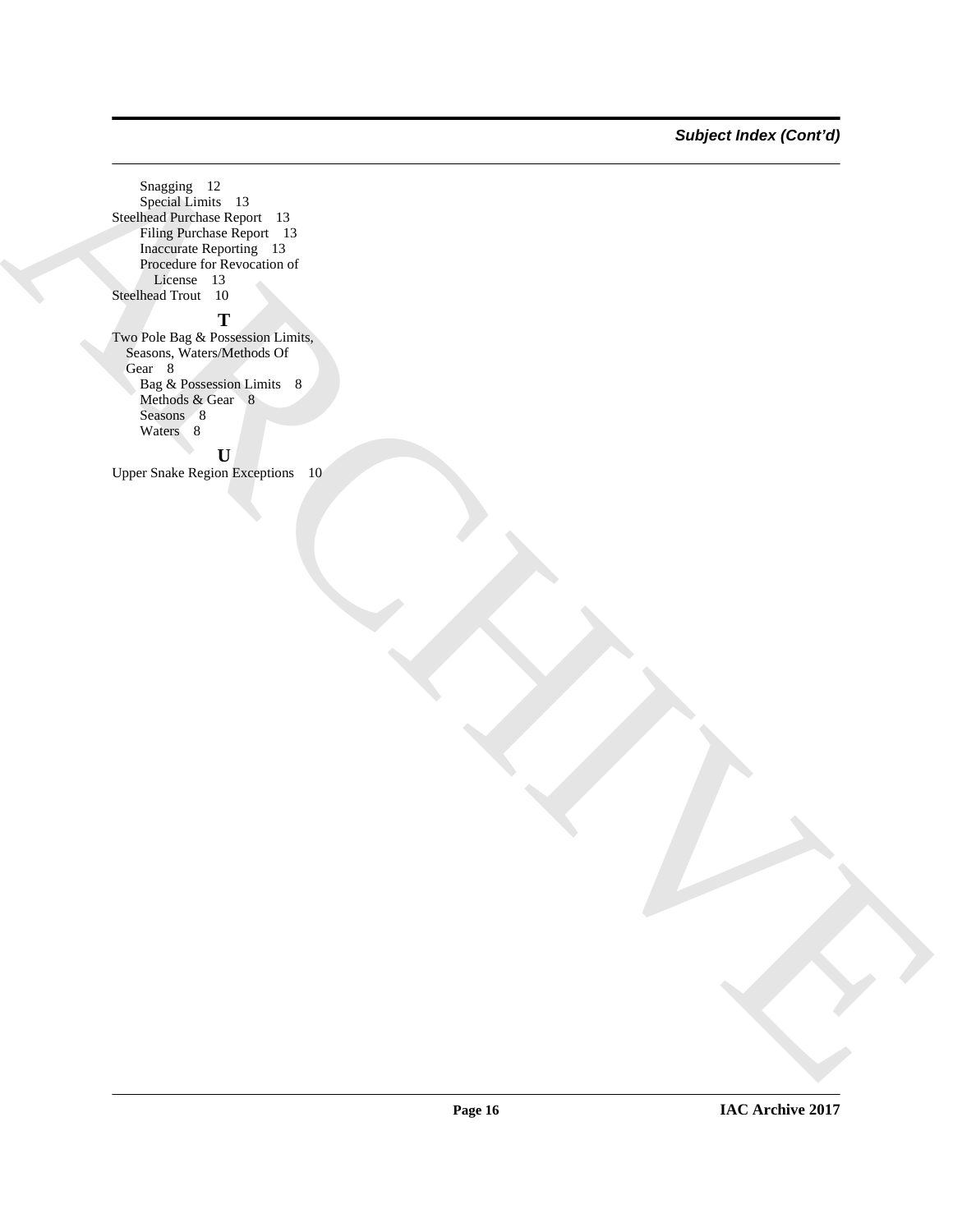Snagging 12
Special Limits 13

Steelhead Purchase Report 13
Filing Purchase Report 13
Inaccurate Reporting 13
Procedure for Revocation of License 13

Steelhead Trout 10

**T**

Two Pole Bag & Possession Limits, Seasons, Waters/Methods Of Gear 8
Bag & Possession Limits 8
Methods & Gear 8
Seasons 8
Waters 8

**U**

Upper Snake Region Exceptions 10